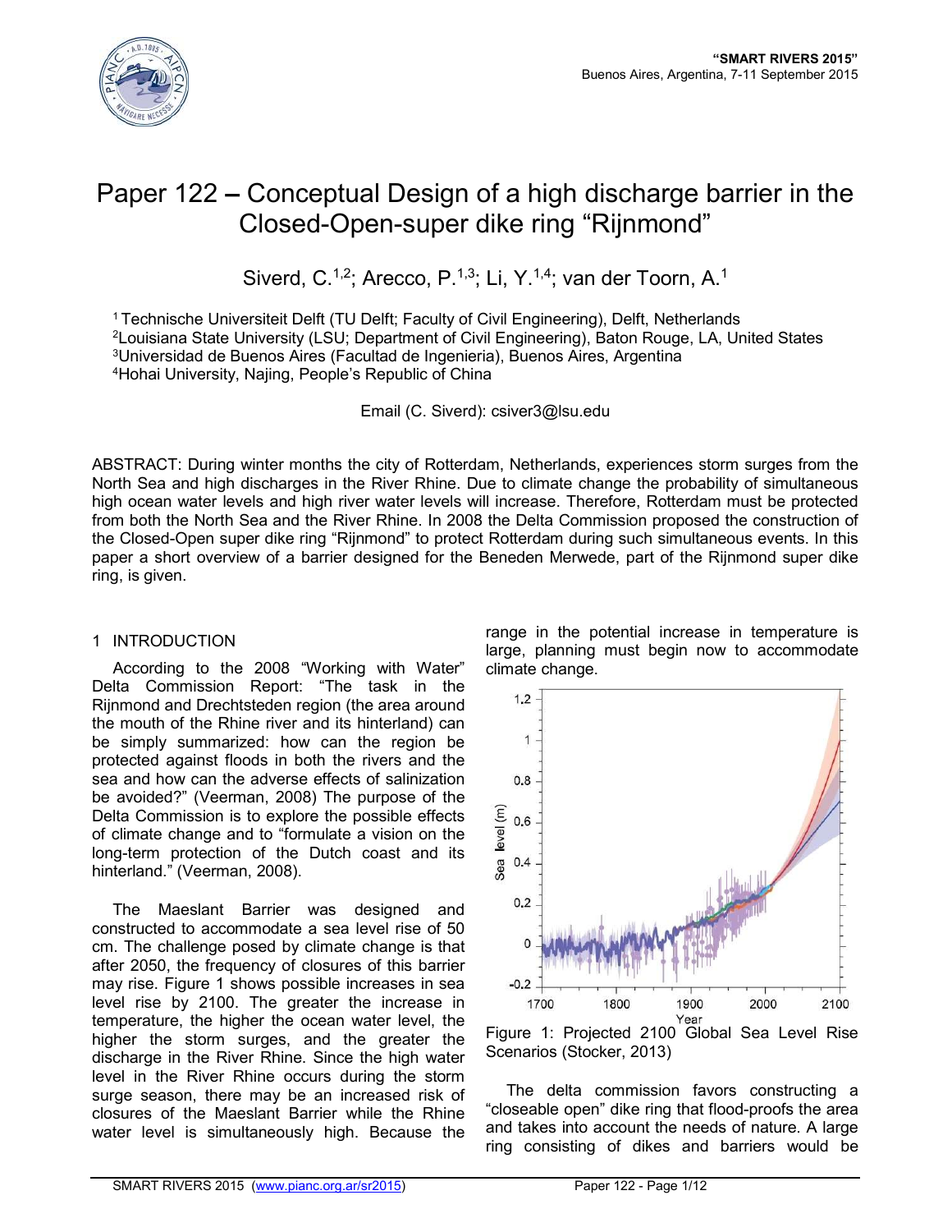# Paper 122 – Conceptual Design of a high discharge barrier in the Closed-Open-super dike ring "Rijnmond"

Siverd, C.[1,2]; Arecco, P.[1,3]; Li, Y.[1,4]; van der Toorn, A.[1]

[1] Technische Universiteit Delft (TU Delft; Faculty of Civil Engineering), Delft, Netherlands
[2] Louisiana State University (LSU; Department of Civil Engineering), Baton Rouge, LA, United States
[3] Universidad de Buenos Aires (Facultad de Ingenieria), Buenos Aires, Argentina
[4] Hohai University, Najing, People's Republic of China

Email (C. Siverd): csiver3@lsu.edu

ABSTRACT: During winter months the city of Rotterdam, Netherlands, experiences storm surges from the North Sea and high discharges in the River Rhine. Due to climate change the probability of simultaneous high ocean water levels and high river water levels will increase. Therefore, Rotterdam must be protected from both the North Sea and the River Rhine. In 2008 the Delta Commission proposed the construction of the Closed-Open super dike ring "Rijnmond" to protect Rotterdam during such simultaneous events. In this paper a short overview of a barrier designed for the Beneden Merwede, part of the Rijnmond super dike ring, is given.

## 1 INTRODUCTION

According to the 2008 "Working with Water" Delta Commission Report: "The task in the Rijnmond and Drechtsteden region (the area around the mouth of the Rhine river and its hinterland) can be simply summarized: how can the region be protected against floods in both the rivers and the sea and how can the adverse effects of salinization be avoided?" (Veerman, 2008) The purpose of the Delta Commission is to explore the possible effects of climate change and to "formulate a vision on the long-term protection of the Dutch coast and its hinterland." (Veerman, 2008).

The Maeslant Barrier was designed and constructed to accommodate a sea level rise of 50 cm. The challenge posed by climate change is that after 2050, the frequency of closures of this barrier may rise. Figure 1 shows possible increases in sea level rise by 2100. The greater the increase in temperature, the higher the ocean water level, the higher the storm surges, and the greater the discharge in the River Rhine. Since the high water level in the River Rhine occurs during the storm surge season, there may be an increased risk of closures of the Maeslant Barrier while the Rhine water level is simultaneously high. Because the range in the potential increase in temperature is large, planning must begin now to accommodate climate change.

Figure 1: Projected 2100 Global Sea Level Rise Scenarios (Stocker, 2013)

The delta commission favors constructing a "closeable open" dike ring that flood-proofs the area and takes into account the needs of nature. A large ring consisting of dikes and barriers would be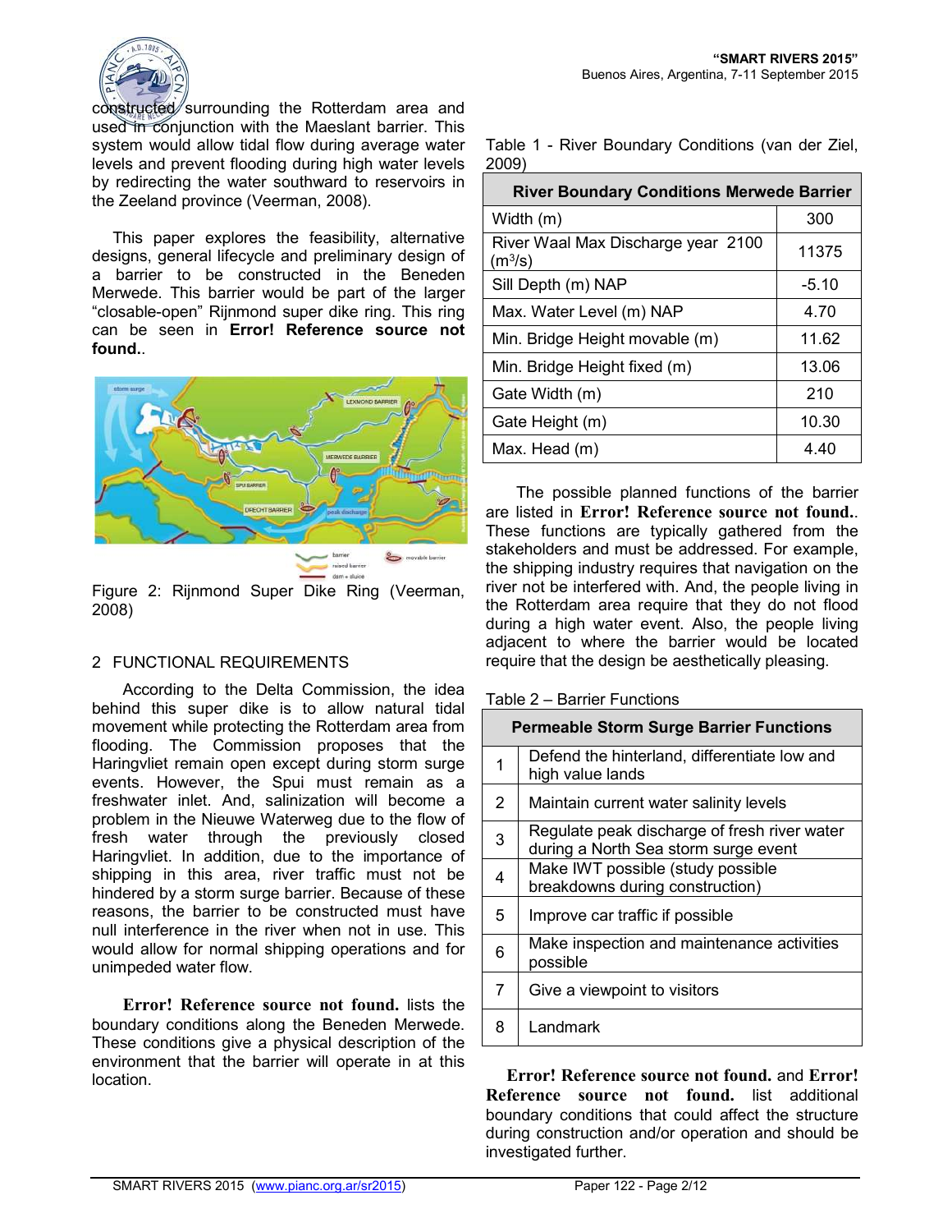constructed surrounding the Rotterdam area and used in conjunction with the Maeslant barrier. This system would allow tidal flow during average water levels and prevent flooding during high water levels by redirecting the water southward to reservoirs in the Zeeland province (Veerman, 2008).

This paper explores the feasibility, alternative designs, general lifecycle and preliminary design of a barrier to be constructed in the Beneden Merwede. This barrier would be part of the larger "closable-open" Rijnmond super dike ring. This ring can be seen in **Error! Reference source not found.**.

Figure 2: Rijnmond Super Dike Ring (Veerman, 2008)

## 2 FUNCTIONAL REQUIREMENTS

According to the Delta Commission, the idea behind this super dike is to allow natural tidal movement while protecting the Rotterdam area from flooding. The Commission proposes that the Haringvliet remain open except during storm surge events. However, the Spui must remain as a freshwater inlet. And, salinization will become a problem in the Nieuwe Waterweg due to the flow of fresh water through the previously closed Haringvliet. In addition, due to the importance of shipping in this area, river traffic must not be hindered by a storm surge barrier. Because of these reasons, the barrier to be constructed must have null interference in the river when not in use. This would allow for normal shipping operations and for unimpeded water flow.

**Error! Reference source not found.** lists the boundary conditions along the Beneden Merwede. These conditions give a physical description of the environment that the barrier will operate in at this location.

Table 1 - River Boundary Conditions (van der Ziel, 2009)

| River Boundary Conditions Merwede Barrier | |
|---|---|
| Width (m) | 300 |
| River Waal Max Discharge year 2100 ($m^3/s$) | 11375 |
| Sill Depth (m) NAP | -5.10 |
| Max. Water Level (m) NAP | 4.70 |
| Min. Bridge Height movable (m) | 11.62 |
| Min. Bridge Height fixed (m) | 13.06 |
| Gate Width (m) | 210 |
| Gate Height (m) | 10.30 |
| Max. Head (m) | 4.40 |

The possible planned functions of the barrier are listed in **Error! Reference source not found.**. These functions are typically gathered from the stakeholders and must be addressed. For example, the shipping industry requires that navigation on the river not be interfered with. And, the people living in the Rotterdam area require that they do not flood during a high water event. Also, the people living adjacent to where the barrier would be located require that the design be aesthetically pleasing.

Table 2 – Barrier Functions

| Permeable Storm Surge Barrier Functions | |
|---|---|
| 1 | Defend the hinterland, differentiate low and high value lands |
| 2 | Maintain current water salinity levels |
| 3 | Regulate peak discharge of fresh river water during a North Sea storm surge event |
| 4 | Make IWT possible (study possible breakdowns during construction) |
| 5 | Improve car traffic if possible |
| 6 | Make inspection and maintenance activities possible |
| 7 | Give a viewpoint to visitors |
| 8 | Landmark |

**Error! Reference source not found.** and **Error! Reference source not found.** list additional boundary conditions that could affect the structure during construction and/or operation and should be investigated further.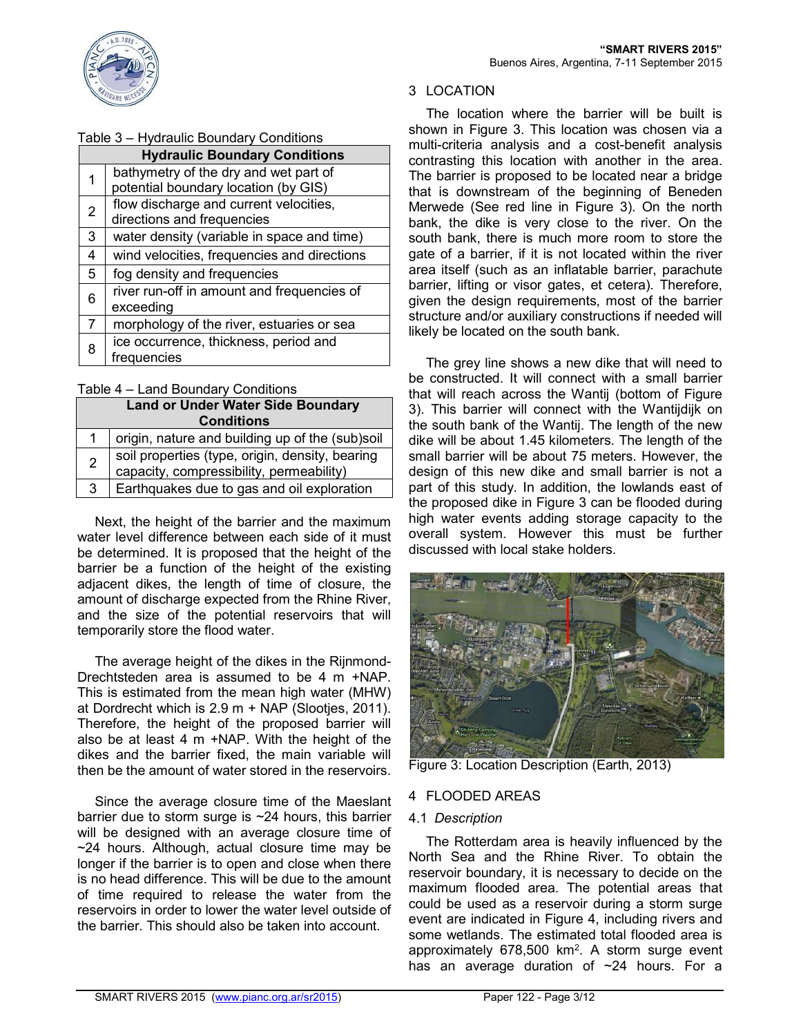Table 3 – Hydraulic Boundary Conditions

| | Hydraulic Boundary Conditions |
|---|---|
| 1 | bathymetry of the dry and wet part of potential boundary location (by GIS) |
| 2 | flow discharge and current velocities, directions and frequencies |
| 3 | water density (variable in space and time) |
| 4 | wind velocities, frequencies and directions |
| 5 | fog density and frequencies |
| 6 | river run-off in amount and frequencies of exceeding |
| 7 | morphology of the river, estuaries or sea |
| 8 | ice occurrence, thickness, period and frequencies |

Table 4 – Land Boundary Conditions

| | Land or Under Water Side Boundary Conditions |
|---|---|
| 1 | origin, nature and building up of the (sub)soil |
| 2 | soil properties (type, origin, density, bearing capacity, compressibility, permeability) |
| 3 | Earthquakes due to gas and oil exploration |

Next, the height of the barrier and the maximum water level difference between each side of it must be determined. It is proposed that the height of the barrier be a function of the height of the existing adjacent dikes, the length of time of closure, the amount of discharge expected from the Rhine River, and the size of the potential reservoirs that will temporarily store the flood water.

The average height of the dikes in the Rijnmond-Drechtsteden area is assumed to be 4 m +NAP. This is estimated from the mean high water (MHW) at Dordrecht which is 2.9 m + NAP (Slootjes, 2011). Therefore, the height of the proposed barrier will also be at least 4 m +NAP. With the height of the dikes and the barrier fixed, the main variable will then be the amount of water stored in the reservoirs.

Since the average closure time of the Maeslant barrier due to storm surge is ~24 hours, this barrier will be designed with an average closure time of ~24 hours. Although, actual closure time may be longer if the barrier is to open and close when there is no head difference. This will be due to the amount of time required to release the water from the reservoirs in order to lower the water level outside of the barrier. This should also be taken into account.

## 3 LOCATION

The location where the barrier will be built is shown in Figure 3. This location was chosen via a multi-criteria analysis and a cost-benefit analysis contrasting this location with another in the area. The barrier is proposed to be located near a bridge that is downstream of the beginning of Beneden Merwede (See red line in Figure 3). On the north bank, the dike is very close to the river. On the south bank, there is much more room to store the gate of a barrier, if it is not located within the river area itself (such as an inflatable barrier, parachute barrier, lifting or visor gates, et cetera). Therefore, given the design requirements, most of the barrier structure and/or auxiliary constructions if needed will likely be located on the south bank.

The grey line shows a new dike that will need to be constructed. It will connect with a small barrier that will reach across the Wantij (bottom of Figure 3). This barrier will connect with the Wantijdijk on the south bank of the Wantij. The length of the new dike will be about 1.45 kilometers. The length of the small barrier will be about 75 meters. However, the design of this new dike and small barrier is not a part of this study. In addition, the lowlands east of the proposed dike in Figure 3 can be flooded during high water events adding storage capacity to the overall system. However this must be further discussed with local stake holders.

Figure 3: Location Description (Earth, 2013)

## 4 FLOODED AREAS

### 4.1 *Description*

The Rotterdam area is heavily influenced by the North Sea and the Rhine River. To obtain the reservoir boundary, it is necessary to decide on the maximum flooded area. The potential areas that could be used as a reservoir during a storm surge event are indicated in Figure 4, including rivers and some wetlands. The estimated total flooded area is approximately 678,500 km$^2$. A storm surge event has an average duration of ~24 hours. For a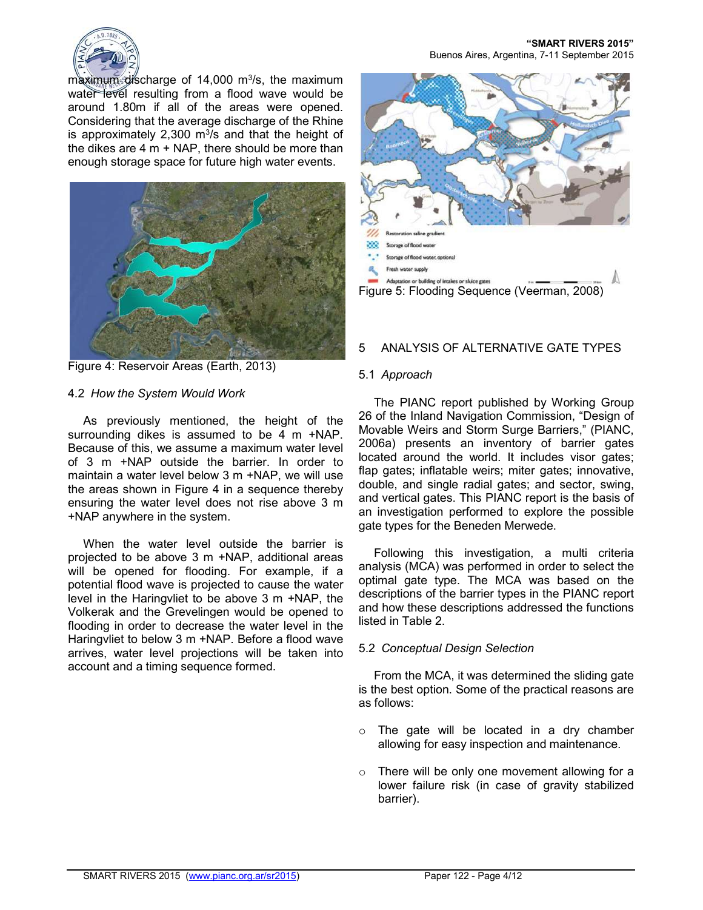maximum discharge of 14,000 m$^3$/s, the maximum water level resulting from a flood wave would be around 1.80m if all of the areas were opened. Considering that the average discharge of the Rhine is approximately 2,300 m$^3$/s and that the height of the dikes are 4 m + NAP, there should be more than enough storage space for future high water events.

Figure 4: Reservoir Areas (Earth, 2013)

### 4.2 *How the System Would Work*

As previously mentioned, the height of the surrounding dikes is assumed to be 4 m +NAP. Because of this, we assume a maximum water level of 3 m +NAP outside the barrier. In order to maintain a water level below 3 m +NAP, we will use the areas shown in Figure 4 in a sequence thereby ensuring the water level does not rise above 3 m +NAP anywhere in the system.

When the water level outside the barrier is projected to be above 3 m +NAP, additional areas will be opened for flooding. For example, if a potential flood wave is projected to cause the water level in the Haringvliet to be above 3 m +NAP, the Volkerak and the Grevelingen would be opened to flooding in order to decrease the water level in the Haringvliet to below 3 m +NAP. Before a flood wave arrives, water level projections will be taken into account and a timing sequence formed.

Figure 5: Flooding Sequence (Veerman, 2008)

## 5 ANALYSIS OF ALTERNATIVE GATE TYPES

### 5.1 *Approach*

The PIANC report published by Working Group 26 of the Inland Navigation Commission, “Design of Movable Weirs and Storm Surge Barriers,” (PIANC, 2006a) presents an inventory of barrier gates located around the world. It includes visor gates; flap gates; inflatable weirs; miter gates; innovative, double, and single radial gates; and sector, swing, and vertical gates. This PIANC report is the basis of an investigation performed to explore the possible gate types for the Beneden Merwede.

Following this investigation, a multi criteria analysis (MCA) was performed in order to select the optimal gate type. The MCA was based on the descriptions of the barrier types in the PIANC report and how these descriptions addressed the functions listed in Table 2.

### 5.2 *Conceptual Design Selection*

From the MCA, it was determined the sliding gate is the best option. Some of the practical reasons are as follows:

- The gate will be located in a dry chamber allowing for easy inspection and maintenance.
- There will be only one movement allowing for a lower failure risk (in case of gravity stabilized barrier).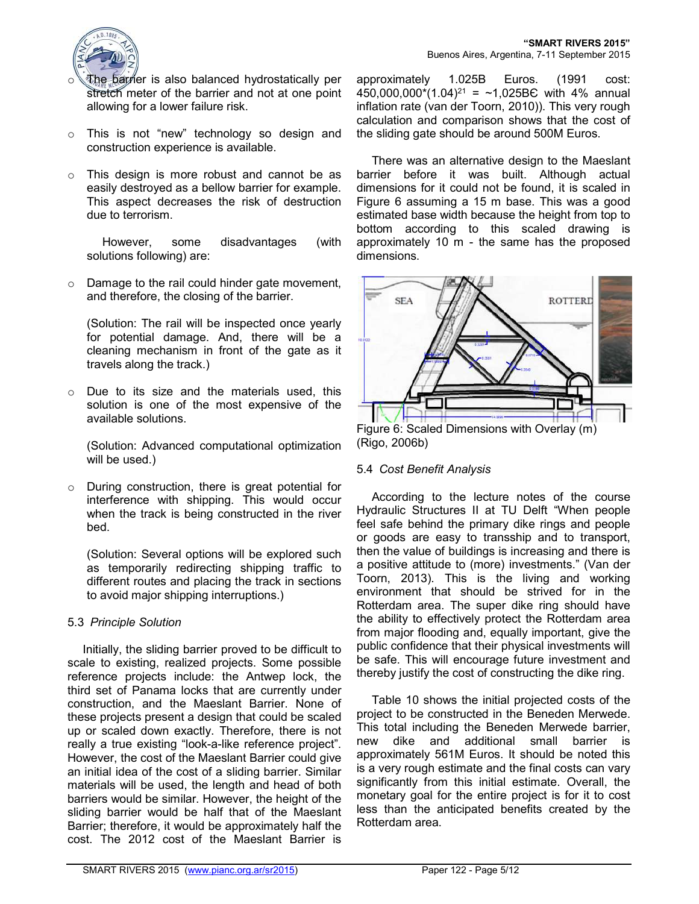- The barrier is also balanced hydrostatically per stretch meter of the barrier and not at one point allowing for a lower failure risk.

- This is not "new" technology so design and construction experience is available.

- This design is more robust and cannot be as easily destroyed as a bellow barrier for example. This aspect decreases the risk of destruction due to terrorism.

However, some disadvantages (with solutions following) are:

- Damage to the rail could hinder gate movement, and therefore, the closing of the barrier.

  (Solution: The rail will be inspected once yearly for potential damage. And, there will be a cleaning mechanism in front of the gate as it travels along the track.)

- Due to its size and the materials used, this solution is one of the most expensive of the available solutions.

  (Solution: Advanced computational optimization will be used.)

- During construction, there is great potential for interference with shipping. This would occur when the track is being constructed in the river bed.

  (Solution: Several options will be explored such as temporarily redirecting shipping traffic to different routes and placing the track in sections to avoid major shipping interruptions.)

### 5.3 *Principle Solution*

Initially, the sliding barrier proved to be difficult to scale to existing, realized projects. Some possible reference projects include: the Antwep lock, the third set of Panama locks that are currently under construction, and the Maeslant Barrier. None of these projects present a design that could be scaled up or scaled down exactly. Therefore, there is not really a true existing "look-a-like reference project". However, the cost of the Maeslant Barrier could give an initial idea of the cost of a sliding barrier. Similar materials will be used, the length and head of both barriers would be similar. However, the height of the sliding barrier would be half that of the Maeslant Barrier; therefore, it would be approximately half the cost. The 2012 cost of the Maeslant Barrier is approximately 1.025B Euros. (1991 cost: $450,000,000*(1.04)^{21}$ = ~1,025B€ with 4% annual inflation rate (van der Toorn, 2010)). This very rough calculation and comparison shows that the cost of the sliding gate should be around 500M Euros.

There was an alternative design to the Maeslant barrier before it was built. Although actual dimensions for it could not be found, it is scaled in Figure 6 assuming a 15 m base. This was a good estimated base width because the height from top to bottom according to this scaled drawing is approximately 10 m - the same has the proposed dimensions.

Figure 6: Scaled Dimensions with Overlay (m) (Rigo, 2006b)

### 5.4 *Cost Benefit Analysis*

According to the lecture notes of the course Hydraulic Structures II at TU Delft "When people feel safe behind the primary dike rings and people or goods are easy to tranship and to transport, then the value of buildings is increasing and there is a positive attitude to (more) investments." (Van der Toorn, 2013). This is the living and working environment that should be strived for in the Rotterdam area. The super dike ring should have the ability to effectively protect the Rotterdam area from major flooding and, equally important, give the public confidence that their physical investments will be safe. This will encourage future investment and thereby justify the cost of constructing the dike ring.

Table 10 shows the initial projected costs of the project to be constructed in the Beneden Merwede. This total including the Beneden Merwede barrier, new dike and additional small barrier is approximately 561M Euros. It should be noted this is a very rough estimate and the final costs can vary significantly from this initial estimate. Overall, the monetary goal for the entire project is for it to cost less than the anticipated benefits created by the Rotterdam area.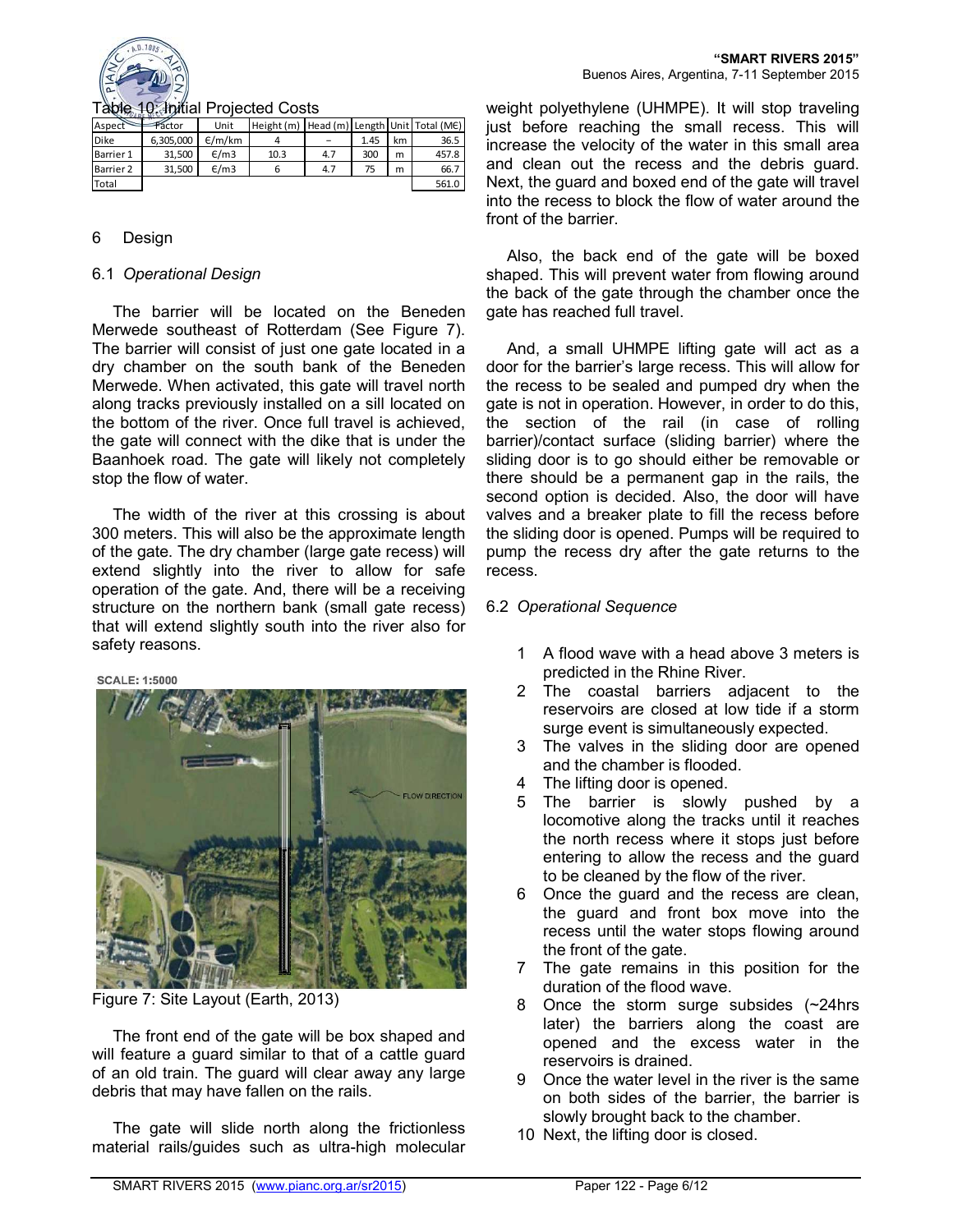Table 10: Initial Projected Costs

| Aspect | Factor | Unit | Height (m) | Head (m) | Length | Unit | Total (M€) |
|---|---|---|---|---|---|---|---|
| Dike | 6,305,000 | €/m/km | 4 | – | 1.45 | km | 36.5 |
| Barrier 1 | 31,500 | €/m3 | 10.3 | 4.7 | 300 | m | 457.8 |
| Barrier 2 | 31,500 | €/m3 | 6 | 4.7 | 75 | m | 66.7 |
| Total | | | | | | | 561.0 |

## 6 Design

### 6.1 *Operational Design*

The barrier will be located on the Beneden Merwede southeast of Rotterdam (See Figure 7). The barrier will consist of just one gate located in a dry chamber on the south bank of the Beneden Merwede. When activated, this gate will travel north along tracks previously installed on a sill located on the bottom of the river. Once full travel is achieved, the gate will connect with the dike that is under the Baanhoek road. The gate will likely not completely stop the flow of water.

The width of the river at this crossing is about 300 meters. This will also be the approximate length of the gate. The dry chamber (large gate recess) will extend slightly into the river to allow for safe operation of the gate. And, there will be a receiving structure on the northern bank (small gate recess) that will extend slightly south into the river also for safety reasons.

SCALE: 1:5000

FLOW DIRECTION

Figure 7: Site Layout (Earth, 2013)

The front end of the gate will be box shaped and will feature a guard similar to that of a cattle guard of an old train. The guard will clear away any large debris that may have fallen on the rails.

The gate will slide north along the frictionless material rails/guides such as ultra-high molecular weight polyethylene (UHMPE). It will stop traveling just before reaching the small recess. This will increase the velocity of the water in this small area and clean out the recess and the debris guard. Next, the guard and boxed end of the gate will travel into the recess to block the flow of water around the front of the barrier.

Also, the back end of the gate will be boxed shaped. This will prevent water from flowing around the back of the gate through the chamber once the gate has reached full travel.

And, a small UHMPE lifting gate will act as a door for the barrier's large recess. This will allow for the recess to be sealed and pumped dry when the gate is not in operation. However, in order to do this, the section of the rail (in case of rolling barrier)/contact surface (sliding barrier) where the sliding door is to go should either be removable or there should be a permanent gap in the rails, the second option is decided. Also, the door will have valves and a breaker plate to fill the recess before the sliding door is opened. Pumps will be required to pump the recess dry after the gate returns to the recess.

### 6.2 *Operational Sequence*

1. A flood wave with a head above 3 meters is predicted in the Rhine River.
2. The coastal barriers adjacent to the reservoirs are closed at low tide if a storm surge event is simultaneously expected.
3. The valves in the sliding door are opened and the chamber is flooded.
4. The lifting door is opened.
5. The barrier is slowly pushed by a locomotive along the tracks until it reaches the north recess where it stops just before entering to allow the recess and the guard to be cleaned by the flow of the river.
6. Once the guard and the recess are clean, the guard and front box move into the recess until the water stops flowing around the front of the gate.
7. The gate remains in this position for the duration of the flood wave.
8. Once the storm surge subsides (~24hrs later) the barriers along the coast are opened and the excess water in the reservoirs is drained.
9. Once the water level in the river is the same on both sides of the barrier, the barrier is slowly brought back to the chamber.
10. Next, the lifting door is closed.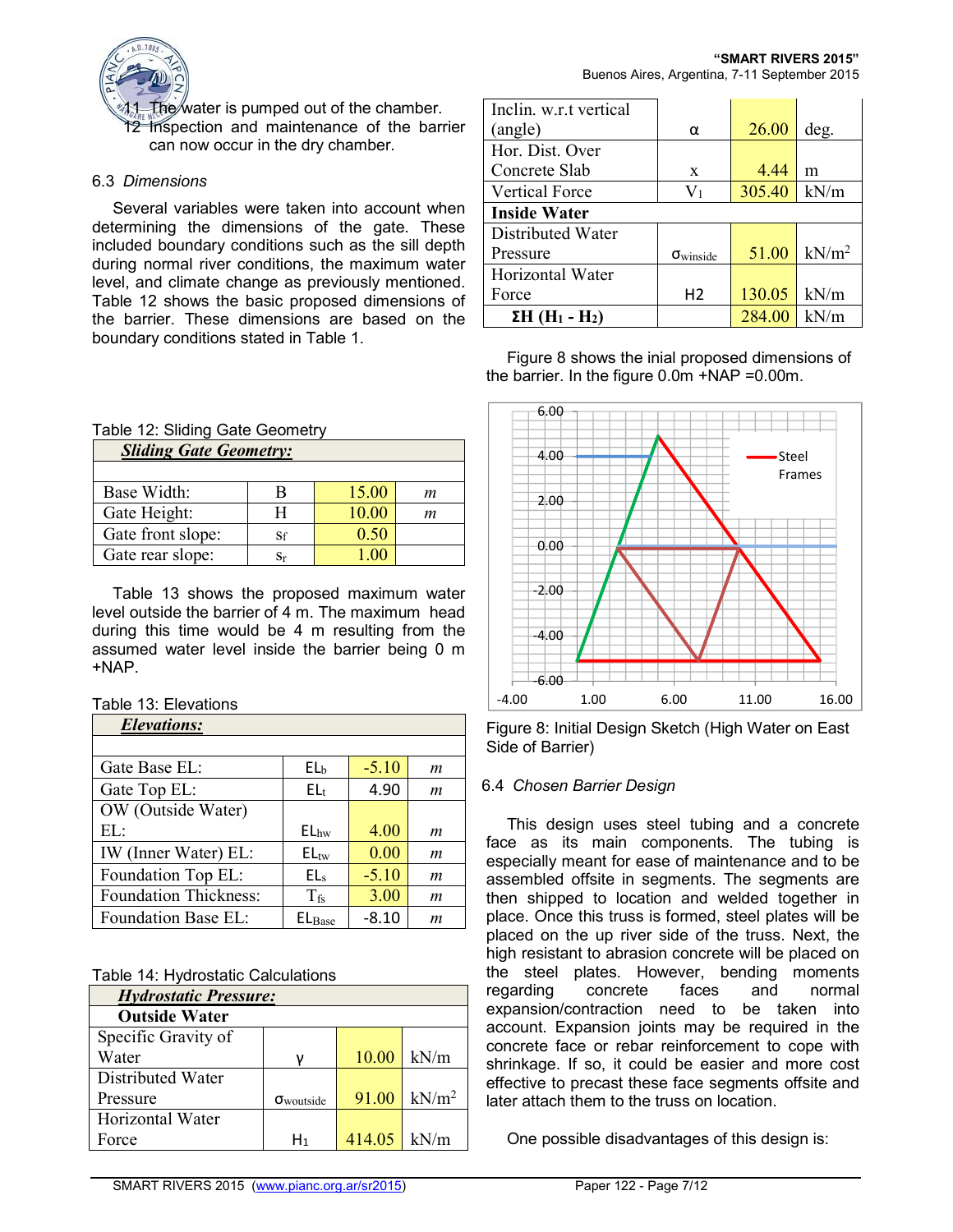11 The water is pumped out of the chamber.
12 Inspection and maintenance of the barrier can now occur in the dry chamber.

### 6.3 *Dimensions*

Several variables were taken into account when determining the dimensions of the gate. These included boundary conditions such as the sill depth during normal river conditions, the maximum water level, and climate change as previously mentioned. Table 12 shows the basic proposed dimensions of the barrier. These dimensions are based on the boundary conditions stated in Table 1.

Table 12: Sliding Gate Geometry

| ***Sliding Gate Geometry:*** | | | |
|---|---|---|---|
| | | | |
| Base Width: | B | 15.00 | *m* |
| Gate Height: | H | 10.00 | *m* |
| Gate front slope: | $s_f$ | 0.50 | |
| Gate rear slope: | $s_r$ | 1.00 | |

Table 13 shows the proposed maximum water level outside the barrier of 4 m. The maximum head during this time would be 4 m resulting from the assumed water level inside the barrier being 0 m +NAP.

Table 13: Elevations

| ***Elevations:*** | | | |
|---|---|---|---|
| | | | |
| Gate Base EL: | $EL_b$ | -5.10 | *m* |
| Gate Top EL: | $EL_t$ | 4.90 | *m* |
| OW (Outside Water) EL: | $EL_{hw}$ | 4.00 | *m* |
| IW (Inner Water) EL: | $EL_{tw}$ | 0.00 | *m* |
| Foundation Top EL: | $EL_s$ | -5.10 | *m* |
| Foundation Thickness: | $T_{fs}$ | 3.00 | *m* |
| Foundation Base EL: | $EL_{Base}$ | -8.10 | *m* |

Table 14: Hydrostatic Calculations

| ***Hydrostatic Pressure:*** | | | |
|---|---|---|---|
| **Outside Water** | | | |
| Specific Gravity of Water | $\gamma$ | 10.00 | kN/m |
| Distributed Water Pressure | $\sigma_{woutside}$ | 91.00 | kN/m$^2$ |
| Horizontal Water Force | $H_1$ | 414.05 | kN/m |
| Inclin. w.r.t vertical (angle) | $\alpha$ | 26.00 | deg. |
| Hor. Dist. Over Concrete Slab | x | 4.44 | m |
| Vertical Force | $V_1$ | 305.40 | kN/m |
| **Inside Water** | | | |
| Distributed Water Pressure | $\sigma_{winside}$ | 51.00 | kN/m$^2$ |
| Horizontal Water Force | H2 | 130.05 | kN/m |
| **ΣH ($H_1$ - $H_2$)** | | 284.00 | kN/m |

Figure 8 shows the inial proposed dimensions of the barrier. In the figure 0.0m +NAP =0.00m.

Figure 8: Initial Design Sketch (High Water on East Side of Barrier)

### 6.4 *Chosen Barrier Design*

This design uses steel tubing and a concrete face as its main components. The tubing is especially meant for ease of maintenance and to be assembled offsite in segments. The segments are then shipped to location and welded together in place. Once this truss is formed, steel plates will be placed on the up river side of the truss. Next, the high resistant to abrasion concrete will be placed on the steel plates. However, bending moments regarding concrete faces and normal expansion/contraction need to be taken into account. Expansion joints may be required in the concrete face or rebar reinforcement to cope with shrinkage. If so, it could be easier and more cost effective to precast these face segments offsite and later attach them to the truss on location.

One possible disadvantages of this design is: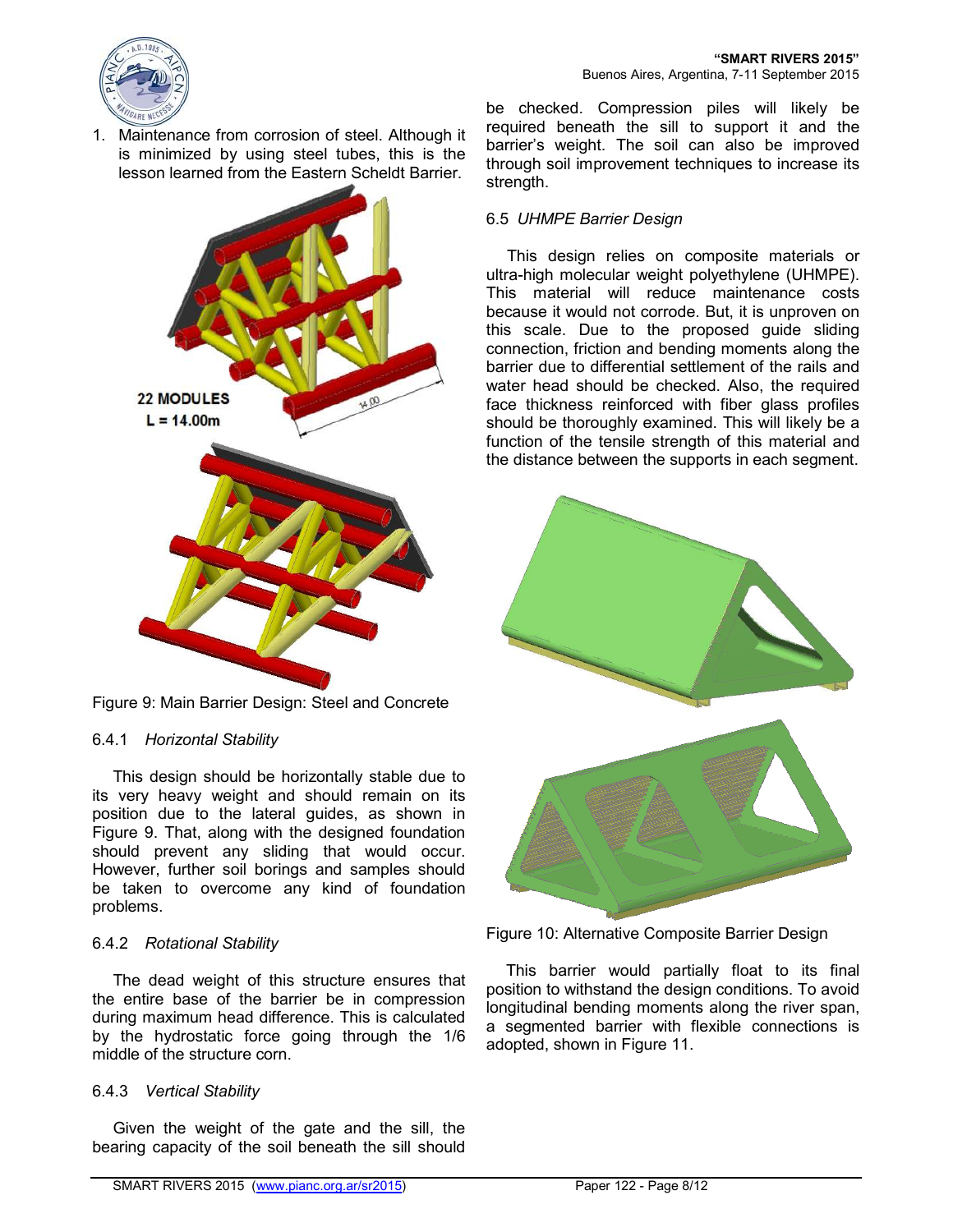1. Maintenance from corrosion of steel. Although it is minimized by using steel tubes, this is the lesson learned from the Eastern Scheldt Barrier.

22 MODULES
L = 14.00m

Figure 9: Main Barrier Design: Steel and Concrete

#### 6.4.1 *Horizontal Stability*

This design should be horizontally stable due to its very heavy weight and should remain on its position due to the lateral guides, as shown in Figure 9. That, along with the designed foundation should prevent any sliding that would occur. However, further soil borings and samples should be taken to overcome any kind of foundation problems.

#### 6.4.2 *Rotational Stability*

The dead weight of this structure ensures that the entire base of the barrier be in compression during maximum head difference. This is calculated by the hydrostatic force going through the 1/6 middle of the structure corn.

#### 6.4.3 *Vertical Stability*

Given the weight of the gate and the sill, the bearing capacity of the soil beneath the sill should be checked. Compression piles will likely be required beneath the sill to support it and the barrier's weight. The soil can also be improved through soil improvement techniques to increase its strength.

### 6.5 *UHMPE Barrier Design*

This design relies on composite materials or ultra-high molecular weight polyethylene (UHMPE). This material will reduce maintenance costs because it would not corrode. But, it is unproven on this scale. Due to the proposed guide sliding connection, friction and bending moments along the barrier due to differential settlement of the rails and water head should be checked. Also, the required face thickness reinforced with fiber glass profiles should be thoroughly examined. This will likely be a function of the tensile strength of this material and the distance between the supports in each segment.

Figure 10: Alternative Composite Barrier Design

This barrier would partially float to its final position to withstand the design conditions. To avoid longitudinal bending moments along the river span, a segmented barrier with flexible connections is adopted, shown in Figure 11.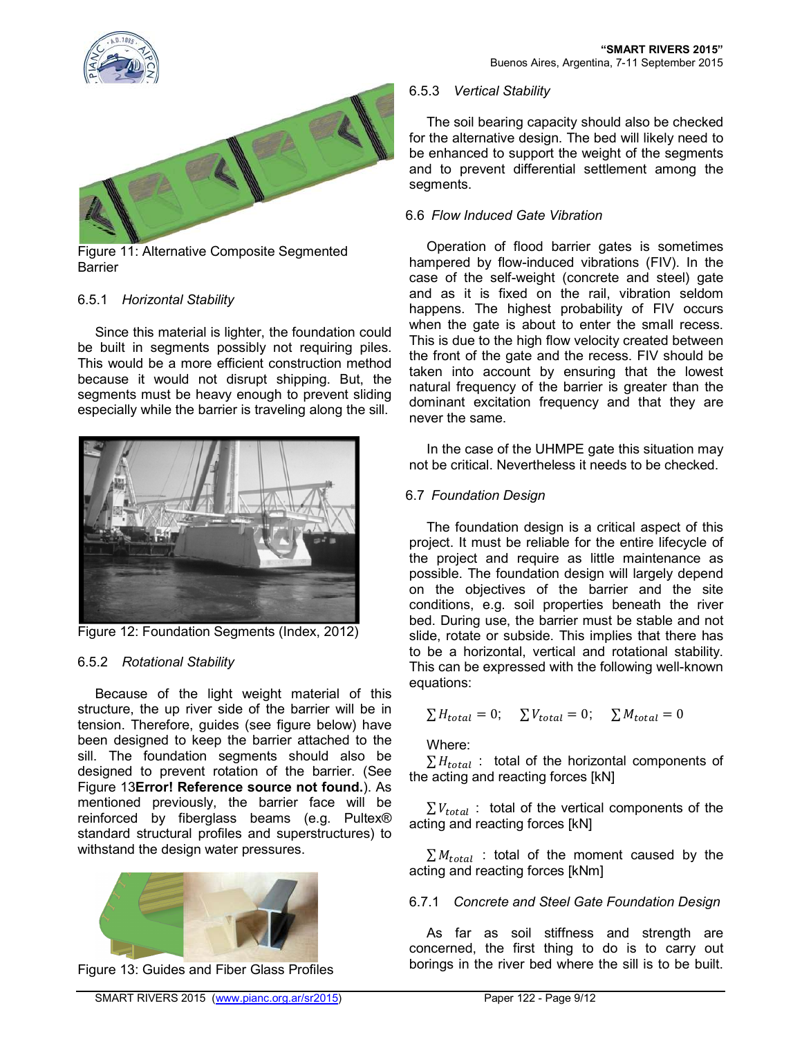Figure 11: Alternative Composite Segmented Barrier

#### 6.5.1 *Horizontal Stability*

Since this material is lighter, the foundation could be built in segments possibly not requiring piles. This would be a more efficient construction method because it would not disrupt shipping. But, the segments must be heavy enough to prevent sliding especially while the barrier is traveling along the sill.

Figure 12: Foundation Segments (Index, 2012)

#### 6.5.2 *Rotational Stability*

Because of the light weight material of this structure, the up river side of the barrier will be in tension. Therefore, guides (see figure below) have been designed to keep the barrier attached to the sill. The foundation segments should also be designed to prevent rotation of the barrier. (See Figure 13**Error! Reference source not found.**). As mentioned previously, the barrier face will be reinforced by fiberglass beams (e.g. Pultex® standard structural profiles and superstructures) to withstand the design water pressures.

Figure 13: Guides and Fiber Glass Profiles

#### 6.5.3 *Vertical Stability*

The soil bearing capacity should also be checked for the alternative design. The bed will likely need to be enhanced to support the weight of the segments and to prevent differential settlement among the segments.

### 6.6 *Flow Induced Gate Vibration*

Operation of flood barrier gates is sometimes hampered by flow-induced vibrations (FIV). In the case of the self-weight (concrete and steel) gate and as it is fixed on the rail, vibration seldom happens. The highest probability of FIV occurs when the gate is about to enter the small recess. This is due to the high flow velocity created between the front of the gate and the recess. FIV should be taken into account by ensuring that the lowest natural frequency of the barrier is greater than the dominant excitation frequency and that they are never the same.

In the case of the UHMPE gate this situation may not be critical. Nevertheless it needs to be checked.

### 6.7 *Foundation Design*

The foundation design is a critical aspect of this project. It must be reliable for the entire lifecycle of the project and require as little maintenance as possible. The foundation design will largely depend on the objectives of the barrier and the site conditions, e.g. soil properties beneath the river bed. During use, the barrier must be stable and not slide, rotate or subside. This implies that there has to be a horizontal, vertical and rotational stability. This can be expressed with the following well-known equations:

$$\sum H_{total} = 0; \quad \sum V_{total} = 0; \quad \sum M_{total} = 0$$

Where:

$\sum H_{total}$ : total of the horizontal components of the acting and reacting forces [kN]

$\sum V_{total}$ : total of the vertical components of the acting and reacting forces [kN]

$\sum M_{total}$ : total of the moment caused by the acting and reacting forces [kNm]

#### 6.7.1 *Concrete and Steel Gate Foundation Design*

As far as soil stiffness and strength are concerned, the first thing to do is to carry out borings in the river bed where the sill is to be built.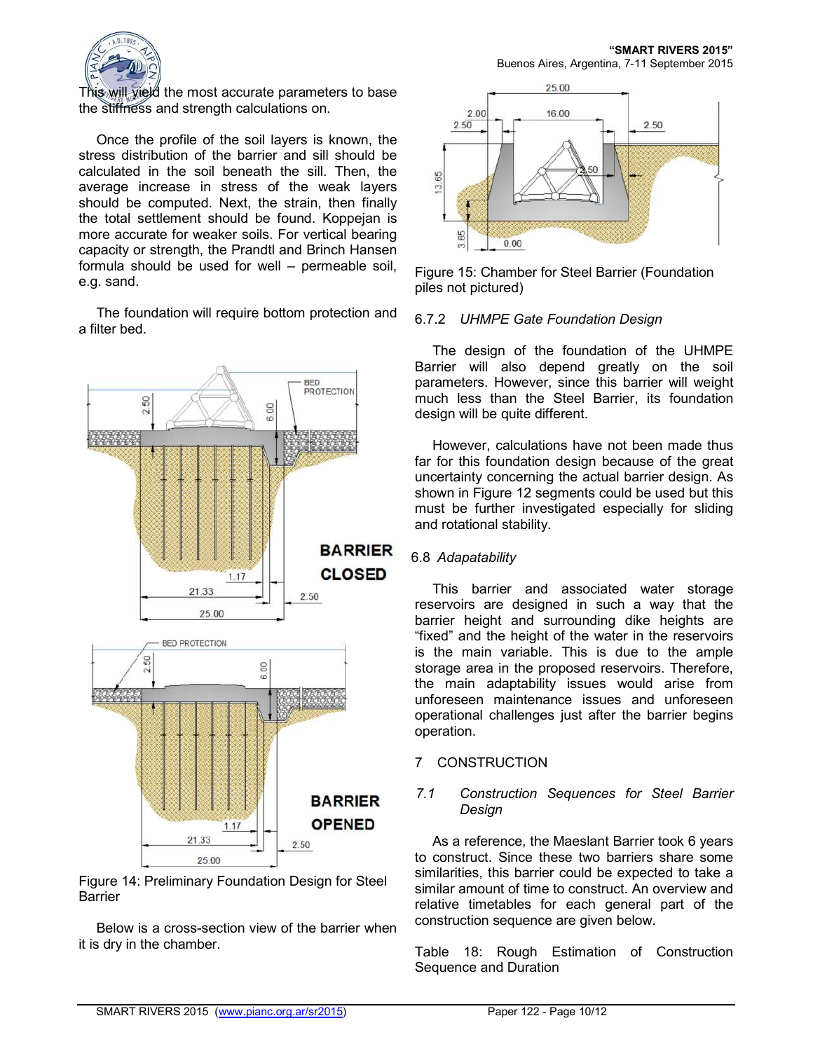This will yield the most accurate parameters to base the stiffness and strength calculations on.

Once the profile of the soil layers is known, the stress distribution of the barrier and sill should be calculated in the soil beneath the sill. Then, the average increase in stress of the weak layers should be computed. Next, the strain, then finally the total settlement should be found. Koppejan is more accurate for weaker soils. For vertical bearing capacity or strength, the Prandtl and Brinch Hansen formula should be used for well – permeable soil, e.g. sand.

The foundation will require bottom protection and a filter bed.

Figure 14: Preliminary Foundation Design for Steel Barrier

Below is a cross-section view of the barrier when it is dry in the chamber.

Figure 15: Chamber for Steel Barrier (Foundation piles not pictured)

### 6.7.2 *UHMPE Gate Foundation Design*

The design of the foundation of the UHMPE Barrier will also depend greatly on the soil parameters. However, since this barrier will weight much less than the Steel Barrier, its foundation design will be quite different.

However, calculations have not been made thus far for this foundation design because of the great uncertainty concerning the actual barrier design. As shown in Figure 12 segments could be used but this must be further investigated especially for sliding and rotational stability.

## 6.8 *Adaptability*

This barrier and associated water storage reservoirs are designed in such a way that the barrier height and surrounding dike heights are "fixed" and the height of the water in the reservoirs is the main variable. This is due to the ample storage area in the proposed reservoirs. Therefore, the main adaptability issues would arise from unforeseen maintenance issues and unforeseen operational challenges just after the barrier begins operation.

# 7 CONSTRUCTION

## 7.1 *Construction Sequences for Steel Barrier Design*

As a reference, the Maeslant Barrier took 6 years to construct. Since these two barriers share some similarities, this barrier could be expected to take a similar amount of time to construct. An overview and relative timetables for each general part of the construction sequence are given below.

Table 18: Rough Estimation of Construction Sequence and Duration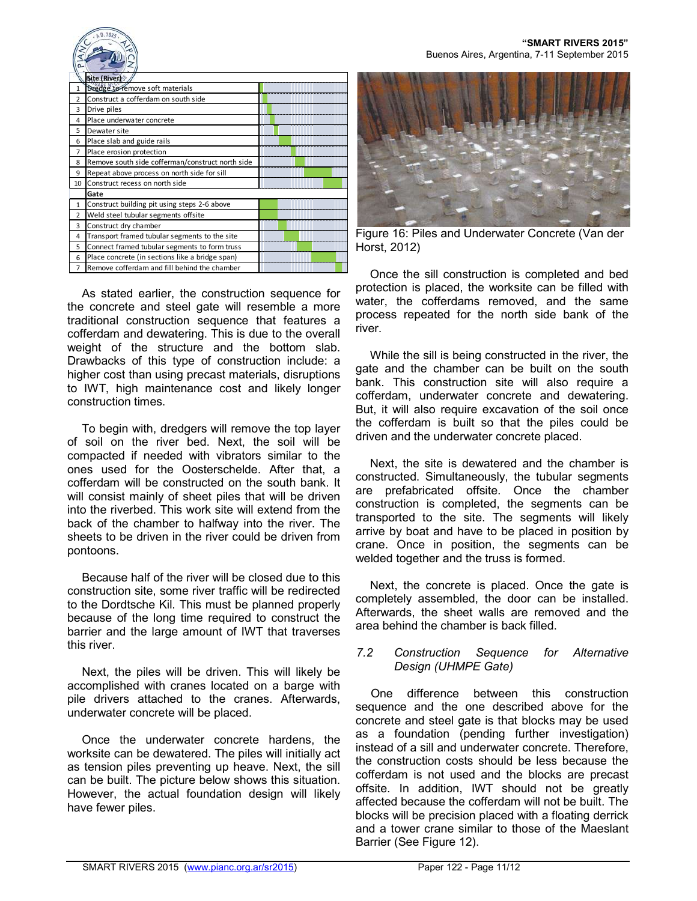| | Site (River) | |
|---|---|---|
| 1 | Dredge to remove soft materials | |
| 2 | Construct a cofferdam on south side | |
| 3 | Drive piles | |
| 4 | Place underwater concrete | |
| 5 | Dewater site | |
| 6 | Place slab and guide rails | |
| 7 | Place erosion protection | |
| 8 | Remove south side cofferman/construct north side | |
| 9 | Repeat above process on north side for sill | |
| 10 | Construct recess on north side | |
| | **Gate** | |
| 1 | Construct building pit using steps 2-6 above | |
| 2 | Weld steel tubular segments offsite | |
| 3 | Construct dry chamber | |
| 4 | Transport framed tubular segments to the site | |
| 5 | Connect framed tubular segments to form truss | |
| 6 | Place concrete (in sections like a bridge span) | |
| 7 | Remove cofferdam and fill behind the chamber | |

As stated earlier, the construction sequence for the concrete and steel gate will resemble a more traditional construction sequence that features a cofferdam and dewatering. This is due to the overall weight of the structure and the bottom slab. Drawbacks of this type of construction include: a higher cost than using precast materials, disruptions to IWT, high maintenance cost and likely longer construction times.

To begin with, dredgers will remove the top layer of soil on the river bed. Next, the soil will be compacted if needed with vibrators similar to the ones used for the Oosterschelde. After that, a cofferdam will be constructed on the south bank. It will consist mainly of sheet piles that will be driven into the riverbed. This work site will extend from the back of the chamber to halfway into the river. The sheets to be driven in the river could be driven from pontoons.

Because half of the river will be closed due to this construction site, some river traffic will be redirected to the Dordtsche Kil. This must be planned properly because of the long time required to construct the barrier and the large amount of IWT that traverses this river.

Next, the piles will be driven. This will likely be accomplished with cranes located on a barge with pile drivers attached to the cranes. Afterwards, underwater concrete will be placed.

Once the underwater concrete hardens, the worksite can be dewatered. The piles will initially act as tension piles preventing up heave. Next, the sill can be built. The picture below shows this situation. However, the actual foundation design will likely have fewer piles.

Figure 16: Piles and Underwater Concrete (Van der Horst, 2012)

Once the sill construction is completed and bed protection is placed, the worksite can be filled with water, the cofferdams removed, and the same process repeated for the north side bank of the river.

While the sill is being constructed in the river, the gate and the chamber can be built on the south bank. This construction site will also require a cofferdam, underwater concrete and dewatering. But, it will also require excavation of the soil once the cofferdam is built so that the piles could be driven and the underwater concrete placed.

Next, the site is dewatered and the chamber is constructed. Simultaneously, the tubular segments are prefabricated offsite. Once the chamber construction is completed, the segments can be transported to the site. The segments will likely arrive by boat and have to be placed in position by crane. Once in position, the segments can be welded together and the truss is formed.

Next, the concrete is placed. Once the gate is completely assembled, the door can be installed. Afterwards, the sheet walls are removed and the area behind the chamber is back filled.

### *7.2 Construction Sequence for Alternative Design (UHMPE Gate)*

One difference between this construction sequence and the one described above for the concrete and steel gate is that blocks may be used as a foundation (pending further investigation) instead of a sill and underwater concrete. Therefore, the construction costs should be less because the cofferdam is not used and the blocks are precast offsite. In addition, IWT should not be greatly affected because the cofferdam will not be built. The blocks will be precision placed with a floating derrick and a tower crane similar to those of the Maeslant Barrier (See Figure 12).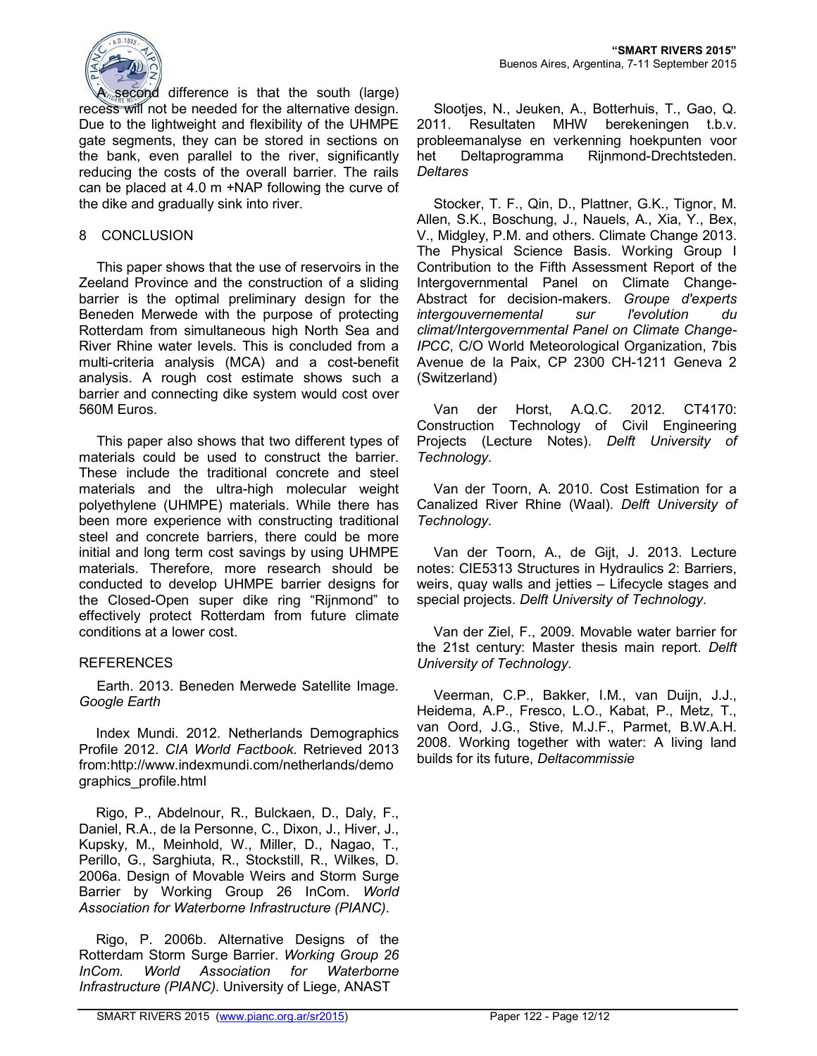A second difference is that the south (large) recess will not be needed for the alternative design. Due to the lightweight and flexibility of the UHMPE gate segments, they can be stored in sections on the bank, even parallel to the river, significantly reducing the costs of the overall barrier. The rails can be placed at 4.0 m +NAP following the curve of the dike and gradually sink into river.

## 8 CONCLUSION

This paper shows that the use of reservoirs in the Zeeland Province and the construction of a sliding barrier is the optimal preliminary design for the Beneden Merwede with the purpose of protecting Rotterdam from simultaneous high North Sea and River Rhine water levels. This is concluded from a multi-criteria analysis (MCA) and a cost-benefit analysis. A rough cost estimate shows such a barrier and connecting dike system would cost over 560M Euros.

This paper also shows that two different types of materials could be used to construct the barrier. These include the traditional concrete and steel materials and the ultra-high molecular weight polyethylene (UHMPE) materials. While there has been more experience with constructing traditional steel and concrete barriers, there could be more initial and long term cost savings by using UHMPE materials. Therefore, more research should be conducted to develop UHMPE barrier designs for the Closed-Open super dike ring "Rijnmond" to effectively protect Rotterdam from future climate conditions at a lower cost.

## REFERENCES

Earth. 2013. Beneden Merwede Satellite Image. *Google Earth*

Index Mundi. 2012. Netherlands Demographics Profile 2012. *CIA World Factbook*. Retrieved 2013 from:http://www.indexmundi.com/netherlands/demographics_profile.html

Rigo, P., Abdelnour, R., Bulckaen, D., Daly, F., Daniel, R.A., de la Personne, C., Dixon, J., Hiver, J., Kupsky, M., Meinhold, W., Miller, D., Nagao, T., Perillo, G., Sarghiuta, R., Stockstill, R., Wilkes, D. 2006a. Design of Movable Weirs and Storm Surge Barrier by Working Group 26 InCom. *World Association for Waterborne Infrastructure (PIANC)*.

Rigo, P. 2006b. Alternative Designs of the Rotterdam Storm Surge Barrier. *Working Group 26 InCom. World Association for Waterborne Infrastructure (PIANC)*. University of Liege, ANAST

Slootjes, N., Jeuken, A., Botterhuis, T., Gao, Q. 2011. Resultaten MHW berekeningen t.b.v. probleemanalyse en verkenning hoekpunten voor het Deltaprogramma Rijnmond-Drechtsteden. *Deltares*

Stocker, T. F., Qin, D., Plattner, G.K., Tignor, M. Allen, S.K., Boschung, J., Nauels, A., Xia, Y., Bex, V., Midgley, P.M. and others. Climate Change 2013. The Physical Science Basis. Working Group I Contribution to the Fifth Assessment Report of the Intergovernmental Panel on Climate Change-Abstract for decision-makers. *Groupe d'experts intergouvernemental sur l'evolution du climat/Intergovernmental Panel on Climate Change-IPCC*, C/O World Meteorological Organization, 7bis Avenue de la Paix, CP 2300 CH-1211 Geneva 2 (Switzerland)

Van der Horst, A.Q.C. 2012. CT4170: Construction Technology of Civil Engineering Projects (Lecture Notes). *Delft University of Technology*.

Van der Toorn, A. 2010. Cost Estimation for a Canalized River Rhine (Waal). *Delft University of Technology*.

Van der Toorn, A., de Gijt, J. 2013. Lecture notes: CIE5313 Structures in Hydraulics 2: Barriers, weirs, quay walls and jetties – Lifecycle stages and special projects. *Delft University of Technology*.

Van der Ziel, F., 2009. Movable water barrier for the 21st century: Master thesis main report. *Delft University of Technology*.

Veerman, C.P., Bakker, I.M., van Duijn, J.J., Heidema, A.P., Fresco, L.O., Kabat, P., Metz, T., van Oord, J.G., Stive, M.J.F., Parmet, B.W.A.H. 2008. Working together with water: A living land builds for its future, *Deltacommissie*